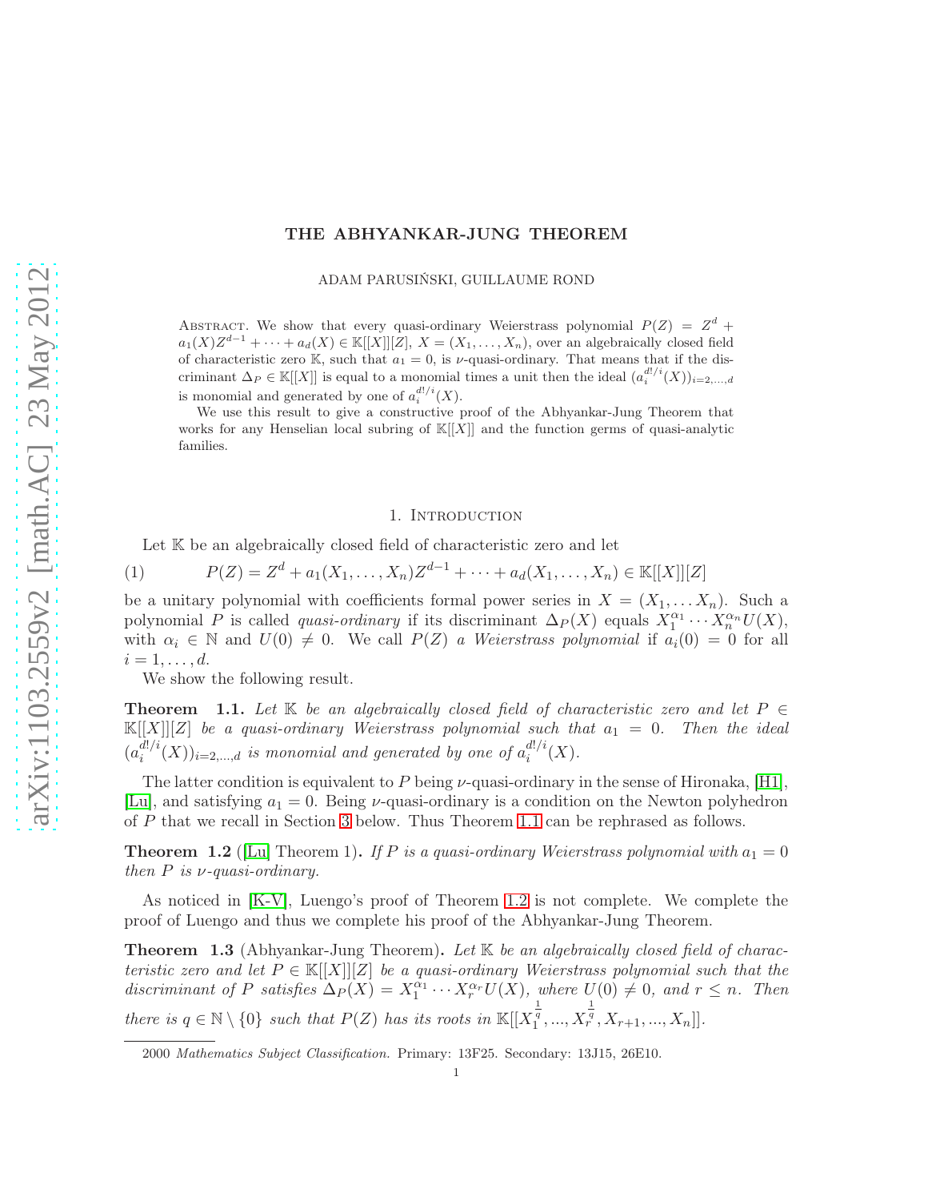# THE ABHYANKAR-JUNG THEOREM

ADAM PARUSIŃSKI, GUILLAUME ROND

Abstract. We show that every quasi-ordinary Weierstrass polynomial $P(Z) = Z^d + a_1(X)Z^{d-1} + \cdots + a_d(X) \in \mathbb{K}[[X]][Z]$, $X = (X_1, \ldots, X_n)$, over an algebraically closed field of characteristic zero $\mathbb{K}$, such that $a_1 = 0$, is $\nu$-quasi-ordinary. That means that if the discriminant $\Delta_P \in \mathbb{K}[[X]]$ is equal to a monomial times a unit then the ideal $(a_i^{d!/i}(X))_{i=2,\ldots,d}$ is monomial and generated by one of $a_i^{d!/i}(X)$.

We use this result to give a constructive proof of the Abhyankar-Jung Theorem that works for any Henselian local subring of $\mathbb{K}[[X]]$ and the function germs of quasi-analytic families.

## 1. Introduction

Let $\mathbb{K}$ be an algebraically closed field of characteristic zero and let

$$P(Z) = Z^d + a_1(X_1, \ldots, X_n)Z^{d-1} + \cdots + a_d(X_1, \ldots, X_n) \in \mathbb{K}[[X]][Z] \tag{1}$$

be a unitary polynomial with coefficients formal power series in $X = (X_1, \ldots X_n)$. Such a polynomial $P$ is called *quasi-ordinary* if its discriminant $\Delta_P(X)$ equals $X_1^{\alpha_1} \cdots X_n^{\alpha_n} U(X)$, with $\alpha_i \in \mathbb{N}$ and $U(0) \neq 0$. We call $P(Z)$ *a Weierstrass polynomial* if $a_i(0) = 0$ for all $i = 1, \ldots, d$.

We show the following result.

**Theorem 1.1.** *Let $\mathbb{K}$ be an algebraically closed field of characteristic zero and let $P \in \mathbb{K}[[X]][Z]$ be a quasi-ordinary Weierstrass polynomial such that $a_1 = 0$. Then the ideal $(a_i^{d!/i}(X))_{i=2,\ldots,d}$ is monomial and generated by one of $a_i^{d!/i}(X)$.*

The latter condition is equivalent to $P$ being $\nu$-quasi-ordinary in the sense of Hironaka, [H1], [Lu], and satisfying $a_1 = 0$. Being $\nu$-quasi-ordinary is a condition on the Newton polyhedron of $P$ that we recall in Section 3 below. Thus Theorem 1.1 can be rephrased as follows.

**Theorem 1.2** ([Lu] Theorem 1)**.** *If $P$ is a quasi-ordinary Weierstrass polynomial with $a_1 = 0$ then $P$ is $\nu$-quasi-ordinary.*

As noticed in [K-V], Luengo's proof of Theorem 1.2 is not complete. We complete the proof of Luengo and thus we complete his proof of the Abhyankar-Jung Theorem.

**Theorem 1.3** (Abhyankar-Jung Theorem)**.** *Let $\mathbb{K}$ be an algebraically closed field of characteristic zero and let $P \in \mathbb{K}[[X]][Z]$ be a quasi-ordinary Weierstrass polynomial such that the discriminant of $P$ satisfies $\Delta_P(X) = X_1^{\alpha_1} \cdots X_r^{\alpha_r} U(X)$, where $U(0) \neq 0$, and $r \leq n$. Then there is $q \in \mathbb{N} \setminus \{0\}$ such that $P(Z)$ has its roots in $\mathbb{K}[[X_1^{\frac{1}{q}}, ..., X_r^{\frac{1}{q}}, X_{r+1}, ..., X_n]]$.*

2000 *Mathematics Subject Classification.* Primary: 13F25. Secondary: 13J15, 26E10.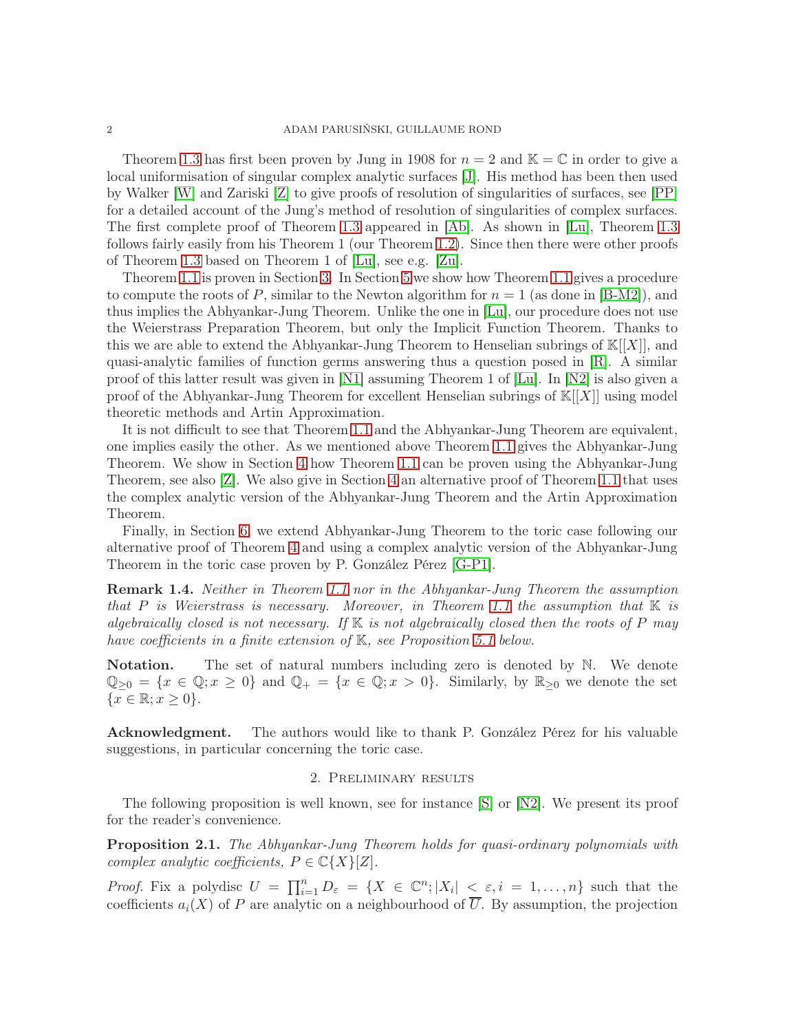Theorem 1.3 has first been proven by Jung in 1908 for $n = 2$ and $\mathbb{K} = \mathbb{C}$ in order to give a local uniformisation of singular complex analytic surfaces [J]. His method has been then used by Walker [W] and Zariski [Z] to give proofs of resolution of singularities of surfaces, see [PP] for a detailed account of the Jung's method of resolution of singularities of complex surfaces. The first complete proof of Theorem 1.3 appeared in [Ab]. As shown in [Lu], Theorem 1.3 follows fairly easily from his Theorem 1 (our Theorem 1.2). Since then there were other proofs of Theorem 1.3 based on Theorem 1 of [Lu], see e.g. [Zu].

Theorem 1.1 is proven in Section 3. In Section 5 we show how Theorem 1.1 gives a procedure to compute the roots of $P$, similar to the Newton algorithm for $n = 1$ (as done in [B-M2]), and thus implies the Abhyankar-Jung Theorem. Unlike the one in [Lu], our procedure does not use the Weierstrass Preparation Theorem, but only the Implicit Function Theorem. Thanks to this we are able to extend the Abhyankar-Jung Theorem to Henselian subrings of $\mathbb{K}[[X]]$, and quasi-analytic families of function germs answering thus a question posed in [R]. A similar proof of this latter result was given in [N1] assuming Theorem 1 of [Lu]. In [N2] is also given a proof of the Abhyankar-Jung Theorem for excellent Henselian subrings of $\mathbb{K}[[X]]$ using model theoretic methods and Artin Approximation.

It is not difficult to see that Theorem 1.1 and the Abhyankar-Jung Theorem are equivalent, one implies easily the other. As we mentioned above Theorem 1.1 gives the Abhyankar-Jung Theorem. We show in Section 4 how Theorem 1.1 can be proven using the Abhyankar-Jung Theorem, see also [Z]. We also give in Section 4 an alternative proof of Theorem 1.1 that uses the complex analytic version of the Abhyankar-Jung Theorem and the Artin Approximation Theorem.

Finally, in Section 6, we extend Abhyankar-Jung Theorem to the toric case following our alternative proof of Theorem 4 and using a complex analytic version of the Abhyankar-Jung Theorem in the toric case proven by P. González Pérez [G-P1].

**Remark 1.4.** *Neither in Theorem 1.1 nor in the Abhyankar-Jung Theorem the assumption that $P$ is Weierstrass is necessary. Moreover, in Theorem 1.1 the assumption that $\mathbb{K}$ is algebraically closed is not necessary. If $\mathbb{K}$ is not algebraically closed then the roots of $P$ may have coefficients in a finite extension of $\mathbb{K}$, see Proposition 5.1 below.*

**Notation.** The set of natural numbers including zero is denoted by $\mathbb{N}$. We denote $\mathbb{Q}_{\geq 0} = \{x \in \mathbb{Q}; x \geq 0\}$ and $\mathbb{Q}_{+} = \{x \in \mathbb{Q}; x > 0\}$. Similarly, by $\mathbb{R}_{\geq 0}$ we denote the set $\{x \in \mathbb{R}; x \geq 0\}$.

**Acknowledgment.** The authors would like to thank P. González Pérez for his valuable suggestions, in particular concerning the toric case.

## 2. Preliminary results

The following proposition is well known, see for instance [S] or [N2]. We present its proof for the reader's convenience.

**Proposition 2.1.** *The Abhyankar-Jung Theorem holds for quasi-ordinary polynomials with complex analytic coefficients, $P \in \mathbb{C}\{X\}[Z]$.*

*Proof.* Fix a polydisc $U = \prod_{i=1}^{n} D_\varepsilon = \{X \in \mathbb{C}^n; |X_i| < \varepsilon, i = 1, \ldots, n\}$ such that the coefficients $a_i(X)$ of $P$ are analytic on a neighbourhood of $\overline{U}$. By assumption, the projection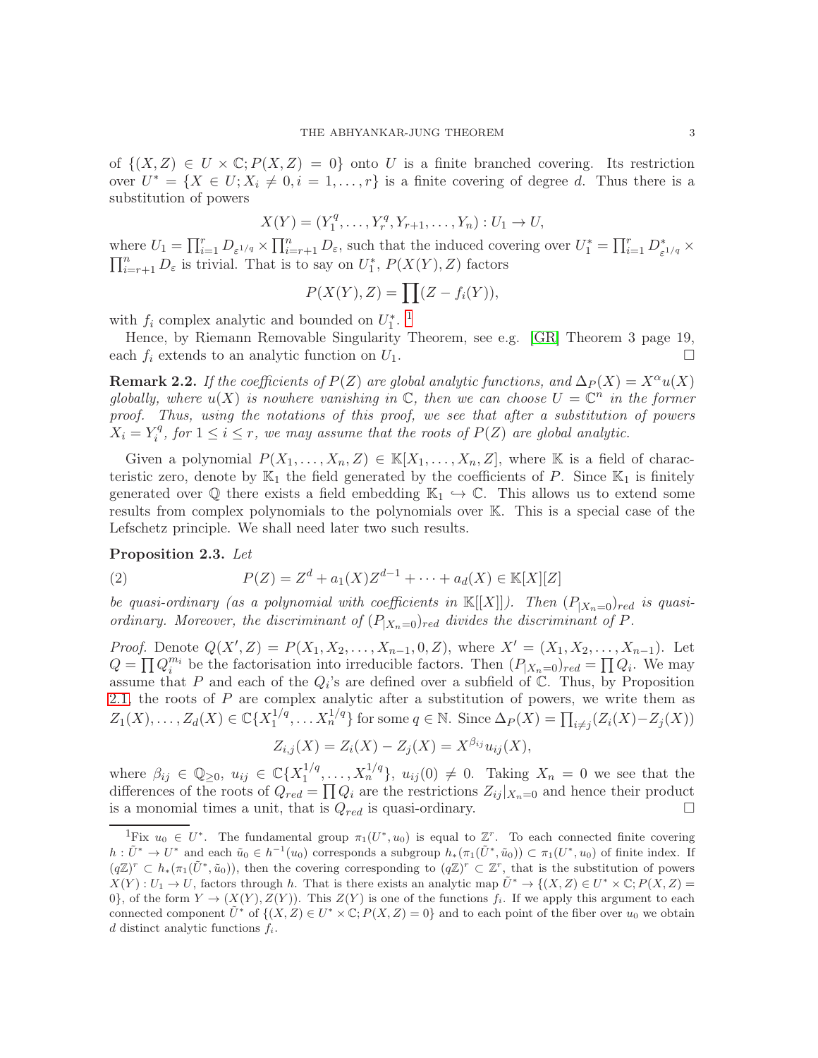of $\{(X,Z) \in U \times \mathbb{C}; P(X,Z) = 0\}$ onto $U$ is a finite branched covering. Its restriction over $U^* = \{X \in U; X_i \neq 0, i = 1, \ldots, r\}$ is a finite covering of degree $d$. Thus there is a substitution of powers

$$X(Y) = (Y_1^q, \ldots, Y_r^q, Y_{r+1}, \ldots, Y_n) : U_1 \to U,$$

where $U_1 = \prod_{i=1}^r D_{\varepsilon^{1/q}} \times \prod_{i=r+1}^n D_\varepsilon$, such that the induced covering over $U_1^* = \prod_{i=1}^r D^*_{\varepsilon^{1/q}} \times \prod_{i=r+1}^n D_\varepsilon$ is trivial. That is to say on $U_1^*$, $P(X(Y), Z)$ factors

$$P(X(Y), Z) = \prod (Z - f_i(Y)),$$

with $f_i$ complex analytic and bounded on $U_1^*$. [1]

Hence, by Riemann Removable Singularity Theorem, see e.g. [GR] Theorem 3 page 19, each $f_i$ extends to an analytic function on $U_1$. □

**Remark 2.2.** *If the coefficients of $P(Z)$ are global analytic functions, and $\Delta_P(X) = X^\alpha u(X)$ globally, where $u(X)$ is nowhere vanishing in $\mathbb{C}$, then we can choose $U = \mathbb{C}^n$ in the former proof. Thus, using the notations of this proof, we see that after a substitution of powers $X_i = Y_i^q$, for $1 \le i \le r$, we may assume that the roots of $P(Z)$ are global analytic.*

Given a polynomial $P(X_1, \ldots, X_n, Z) \in \mathbb{K}[X_1, \ldots, X_n, Z]$, where $\mathbb{K}$ is a field of characteristic zero, denote by $\mathbb{K}_1$ the field generated by the coefficients of $P$. Since $\mathbb{K}_1$ is finitely generated over $\mathbb{Q}$ there exists a field embedding $\mathbb{K}_1 \hookrightarrow \mathbb{C}$. This allows us to extend some results from complex polynomials to the polynomials over $\mathbb{K}$. This is a special case of the Lefschetz principle. We shall need later two such results.

**Proposition 2.3.** *Let*

$$P(Z) = Z^d + a_1(X)Z^{d-1} + \cdots + a_d(X) \in \mathbb{K}[X][Z] \tag{2}$$

*be quasi-ordinary (as a polynomial with coefficients in $\mathbb{K}[[X]]$). Then $(P_{|X_n=0})_{red}$ is quasi-ordinary. Moreover, the discriminant of $(P_{|X_n=0})_{red}$ divides the discriminant of $P$.*

*Proof.* Denote $Q(X', Z) = P(X_1, X_2, \ldots, X_{n-1}, 0, Z)$, where $X' = (X_1, X_2, \ldots, X_{n-1})$. Let $Q = \prod Q_i^{m_i}$ be the factorisation into irreducible factors. Then $(P_{|X_n=0})_{red} = \prod Q_i$. We may assume that $P$ and each of the $Q_i$'s are defined over a subfield of $\mathbb{C}$. Thus, by Proposition 2.1, the roots of $P$ are complex analytic after a substitution of powers, we write them as $Z_1(X), \ldots, Z_d(X) \in \mathbb{C}\{X_1^{1/q}, \ldots X_n^{1/q}\}$ for some $q \in \mathbb{N}$. Since $\Delta_P(X) = \prod_{i \neq j}(Z_i(X) - Z_j(X))$

$$Z_{i,j}(X) = Z_i(X) - Z_j(X) = X^{\beta_{ij}} u_{ij}(X),$$

where $\beta_{ij} \in \mathbb{Q}_{\ge 0}$, $u_{ij} \in \mathbb{C}\{X_1^{1/q}, \ldots, X_n^{1/q}\}$, $u_{ij}(0) \neq 0$. Taking $X_n = 0$ we see that the differences of the roots of $Q_{red} = \prod Q_i$ are the restrictions $Z_{ij}|_{X_n=0}$ and hence their product is a monomial times a unit, that is $Q_{red}$ is quasi-ordinary. □

---

[1] Fix $u_0 \in U^*$. The fundamental group $\pi_1(U^*, u_0)$ is equal to $\mathbb{Z}^r$. To each connected finite covering $h : \tilde{U}^* \to U^*$ and each $\tilde{u}_0 \in h^{-1}(u_0)$ corresponds a subgroup $h_*(\pi_1(\tilde{U}^*, \tilde{u}_0)) \subset \pi_1(U^*, u_0)$ of finite index. If $(q\mathbb{Z})^r \subset h_*(\pi_1(\tilde{U}^*, \tilde{u}_0))$, then the covering corresponding to $(q\mathbb{Z})^r \subset \mathbb{Z}^r$, that is the substitution of powers $X(Y) : U_1 \to U$, factors through $h$. That is there exists an analytic map $\tilde{U}^* \to \{(X,Z) \in U^* \times \mathbb{C}; P(X,Z) = 0\}$, of the form $Y \to (X(Y), Z(Y))$. This $Z(Y)$ is one of the functions $f_i$. If we apply this argument to each connected component $\tilde{U}^*$ of $\{(X,Z) \in U^* \times \mathbb{C}; P(X,Z) = 0\}$ and to each point of the fiber over $u_0$ we obtain $d$ distinct analytic functions $f_i$.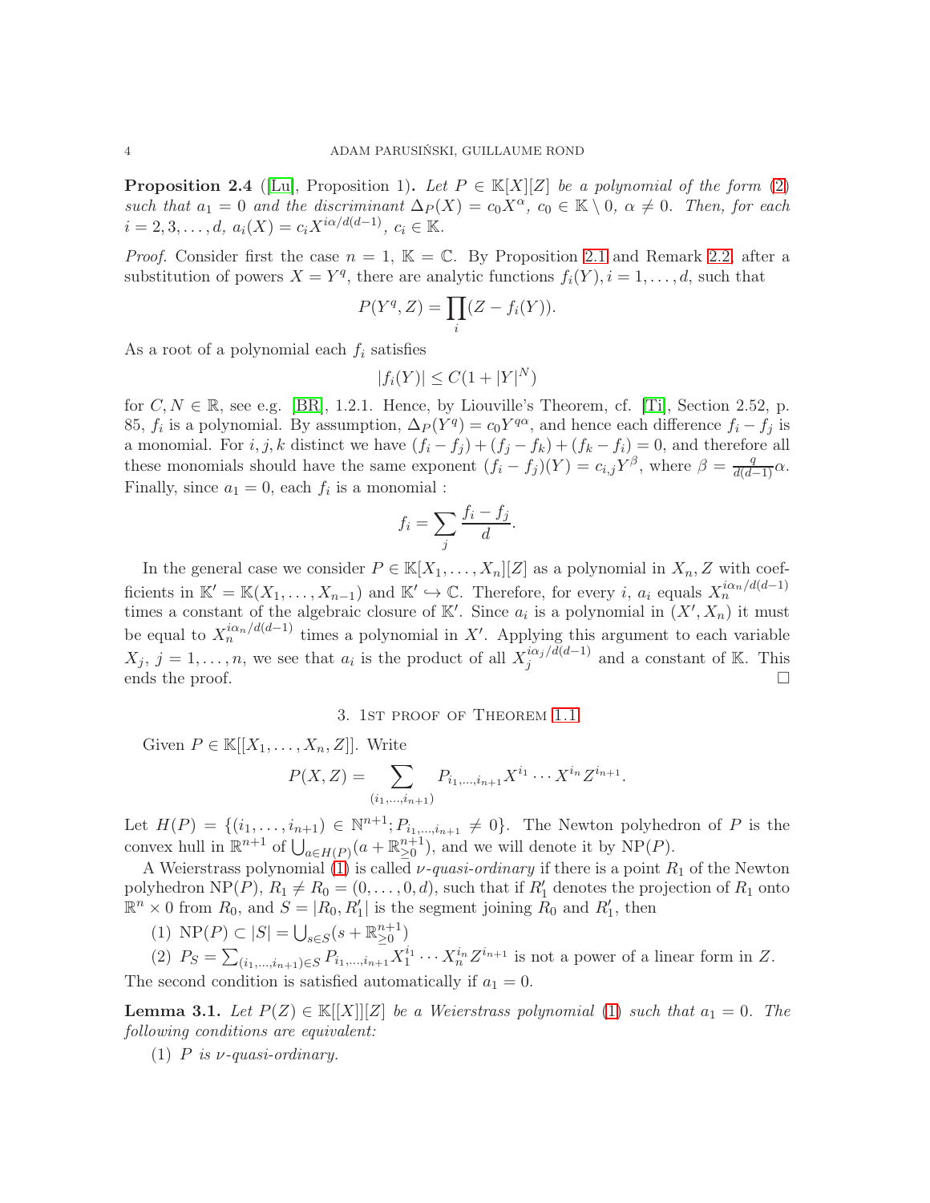**Proposition 2.4** ([Lu], Proposition 1)**.** *Let $P \in \mathbb{K}[X][Z]$ be a polynomial of the form (2) such that $a_1 = 0$ and the discriminant $\Delta_P(X) = c_0 X^{\alpha}$, $c_0 \in \mathbb{K} \setminus 0$, $\alpha \neq 0$. Then, for each $i = 2, 3, \dots, d$, $a_i(X) = c_i X^{i\alpha/d(d-1)}$, $c_i \in \mathbb{K}$.*

*Proof.* Consider first the case $n = 1$, $\mathbb{K} = \mathbb{C}$. By Proposition 2.1 and Remark 2.2, after a substitution of powers $X = Y^q$, there are analytic functions $f_i(Y), i = 1, \dots, d$, such that

$$P(Y^q, Z) = \prod_i (Z - f_i(Y)).$$

As a root of a polynomial each $f_i$ satisfies

$$|f_i(Y)| \leq C(1 + |Y|^N)$$

for $C, N \in \mathbb{R}$, see e.g. [BR], 1.2.1. Hence, by Liouville's Theorem, cf. [Ti], Section 2.52, p. 85, $f_i$ is a polynomial. By assumption, $\Delta_P(Y^q) = c_0 Y^{q\alpha}$, and hence each difference $f_i - f_j$ is a monomial. For $i, j, k$ distinct we have $(f_i - f_j) + (f_j - f_k) + (f_k - f_i) = 0$, and therefore all these monomials should have the same exponent $(f_i - f_j)(Y) = c_{i,j} Y^{\beta}$, where $\beta = \frac{q}{d(d-1)}\alpha$. Finally, since $a_1 = 0$, each $f_i$ is a monomial :

$$f_i = \sum_j \frac{f_i - f_j}{d}.$$

In the general case we consider $P \in \mathbb{K}[X_1, \dots, X_n][Z]$ as a polynomial in $X_n, Z$ with coefficients in $\mathbb{K}' = \mathbb{K}(X_1, \dots, X_{n-1})$ and $\mathbb{K}' \hookrightarrow \mathbb{C}$. Therefore, for every $i$, $a_i$ equals $X_n^{i\alpha_n/d(d-1)}$ times a constant of the algebraic closure of $\mathbb{K}'$. Since $a_i$ is a polynomial in $(X', X_n)$ it must be equal to $X_n^{i\alpha_n/d(d-1)}$ times a polynomial in $X'$. Applying this argument to each variable $X_j$, $j = 1, \dots, n$, we see that $a_i$ is the product of all $X_j^{i\alpha_j/d(d-1)}$ and a constant of $\mathbb{K}$. This ends the proof. $\square$

## 3. 1st proof of Theorem 1.1

Given $P \in \mathbb{K}[[X_1, \dots, X_n, Z]]$. Write

$$P(X, Z) = \sum_{(i_1, \dots, i_{n+1})} P_{i_1, \dots, i_{n+1}} X^{i_1} \cdots X^{i_n} Z^{i_{n+1}}.$$

Let $H(P) = \{(i_1, \dots, i_{n+1}) \in \mathbb{N}^{n+1}; P_{i_1, \dots, i_{n+1}} \neq 0\}$. The Newton polyhedron of $P$ is the convex hull in $\mathbb{R}^{n+1}$ of $\bigcup_{a \in H(P)} (a + \mathbb{R}^{n+1}_{\geq 0})$, and we will denote it by $\mathrm{NP}(P)$.

A Weierstrass polynomial (1) is called *$\nu$-quasi-ordinary* if there is a point $R_1$ of the Newton polyhedron $\mathrm{NP}(P)$, $R_1 \neq R_0 = (0, \dots, 0, d)$, such that if $R_1'$ denotes the projection of $R_1$ onto $\mathbb{R}^n \times 0$ from $R_0$, and $S = |R_0, R_1'|$ is the segment joining $R_0$ and $R_1'$, then

(1) $\mathrm{NP}(P) \subset |S| = \bigcup_{s \in S} (s + \mathbb{R}^{n+1}_{\geq 0})$

(2) $P_S = \sum_{(i_1, \dots, i_{n+1}) \in S} P_{i_1, \dots, i_{n+1}} X_1^{i_1} \cdots X_n^{i_n} Z^{i_{n+1}}$ is not a power of a linear form in $Z$.

The second condition is satisfied automatically if $a_1 = 0$.

**Lemma 3.1.** *Let $P(Z) \in \mathbb{K}[[X]][Z]$ be a Weierstrass polynomial (1) such that $a_1 = 0$. The following conditions are equivalent:*

(1) *$P$ is $\nu$-quasi-ordinary.*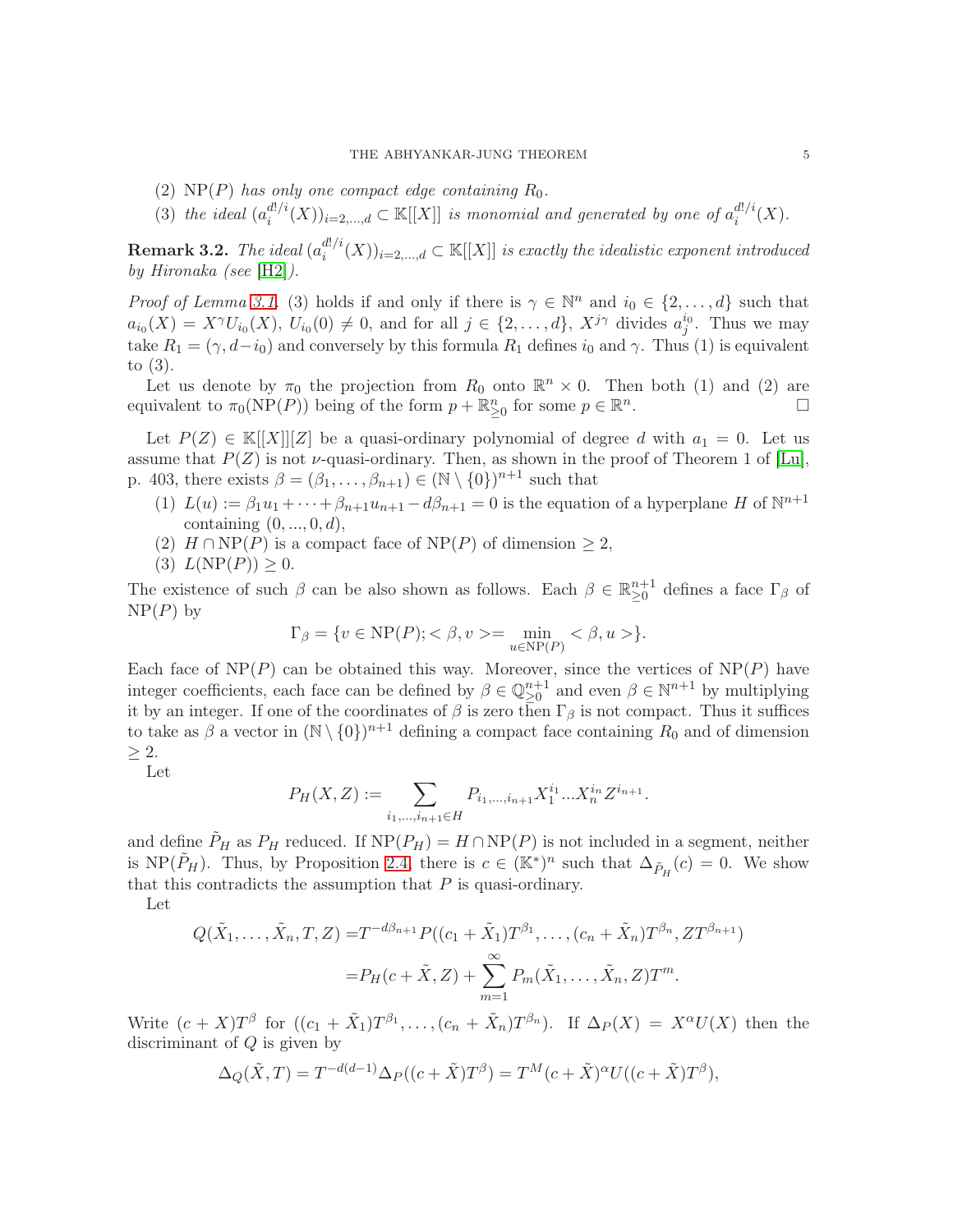(2) $\mathrm{NP}(P)$ *has only one compact edge containing* $R_0$.

(3) *the ideal* $(a_i^{d!/i}(X))_{i=2,\dots,d} \subset \mathbb{K}[[X]]$ *is monomial and generated by one of* $a_i^{d!/i}(X)$.

**Remark 3.2.** *The ideal* $(a_i^{d!/i}(X))_{i=2,\dots,d} \subset \mathbb{K}[[X]]$ *is exactly the idealistic exponent introduced by Hironaka (see* [H2]*).*

*Proof of Lemma 3.1.* (3) holds if and only if there is $\gamma \in \mathbb{N}^n$ and $i_0 \in \{2,\dots,d\}$ such that $a_{i_0}(X) = X^\gamma U_{i_0}(X)$, $U_{i_0}(0) \neq 0$, and for all $j \in \{2,\dots,d\}$, $X^{j\gamma}$ divides $a_j^{i_0}$. Thus we may take $R_1 = (\gamma, d-i_0)$ and conversely by this formula $R_1$ defines $i_0$ and $\gamma$. Thus (1) is equivalent to (3).

Let us denote by $\pi_0$ the projection from $R_0$ onto $\mathbb{R}^n \times 0$. Then both (1) and (2) are equivalent to $\pi_0(\mathrm{NP}(P))$ being of the form $p + \mathbb{R}^n_{\geq 0}$ for some $p \in \mathbb{R}^n$. $\square$

Let $P(Z) \in \mathbb{K}[[X]][Z]$ be a quasi-ordinary polynomial of degree $d$ with $a_1 = 0$. Let us assume that $P(Z)$ is not $\nu$-quasi-ordinary. Then, as shown in the proof of Theorem 1 of [Lu], p. 403, there exists $\beta = (\beta_1,\dots,\beta_{n+1}) \in (\mathbb{N}\setminus\{0\})^{n+1}$ such that

(1) $L(u) := \beta_1 u_1 + \cdots + \beta_{n+1}u_{n+1} - d\beta_{n+1} = 0$ is the equation of a hyperplane $H$ of $\mathbb{N}^{n+1}$ containing $(0,...,0,d)$,
(2) $H \cap \mathrm{NP}(P)$ is a compact face of $\mathrm{NP}(P)$ of dimension $\geq 2$,
(3) $L(\mathrm{NP}(P)) \geq 0$.

The existence of such $\beta$ can be also shown as follows. Each $\beta \in \mathbb{R}^{n+1}_{\geq 0}$ defines a face $\Gamma_\beta$ of $\mathrm{NP}(P)$ by

$$\Gamma_\beta = \{v \in \mathrm{NP}(P); <\beta, v> = \min_{u \in \mathrm{NP}(P)} <\beta, u>\}.$$

Each face of $\mathrm{NP}(P)$ can be obtained this way. Moreover, since the vertices of $\mathrm{NP}(P)$ have integer coefficients, each face can be defined by $\beta \in \mathbb{Q}^{n+1}_{\geq 0}$ and even $\beta \in \mathbb{N}^{n+1}$ by multiplying it by an integer. If one of the coordinates of $\beta$ is zero then $\Gamma_\beta$ is not compact. Thus it suffices to take as $\beta$ a vector in $(\mathbb{N}\setminus\{0\})^{n+1}$ defining a compact face containing $R_0$ and of dimension $\geq 2$.

Let

$$P_H(X,Z) := \sum_{i_1,\dots,i_{n+1} \in H} P_{i_1,\dots,i_{n+1}} X_1^{i_1} \dots X_n^{i_n} Z^{i_{n+1}}.$$

and define $\tilde{P}_H$ as $P_H$ reduced. If $\mathrm{NP}(P_H) = H \cap \mathrm{NP}(P)$ is not included in a segment, neither is $\mathrm{NP}(\tilde{P}_H)$. Thus, by Proposition 2.4, there is $c \in (\mathbb{K}^*)^n$ such that $\Delta_{\tilde{P}_H}(c) = 0$. We show that this contradicts the assumption that $P$ is quasi-ordinary.

Let

$$\begin{aligned} Q(\tilde{X}_1,\dots,\tilde{X}_n,T,Z) =& T^{-d\beta_{n+1}} P((c_1+\tilde{X}_1)T^{\beta_1},\dots,(c_n+\tilde{X}_n)T^{\beta_n}, ZT^{\beta_{n+1}}) \\ =& P_H(c+\tilde{X},Z) + \sum_{m=1}^{\infty} P_m(\tilde{X}_1,\dots,\tilde{X}_n,Z)T^m. \end{aligned}$$

Write $(c+X)T^\beta$ for $((c_1+\tilde{X}_1)T^{\beta_1},\dots,(c_n+\tilde{X}_n)T^{\beta_n})$. If $\Delta_P(X) = X^\alpha U(X)$ then the discriminant of $Q$ is given by

$$\Delta_Q(\tilde{X},T) = T^{-d(d-1)}\Delta_P((c+\tilde{X})T^\beta) = T^M (c+\tilde{X})^\alpha U((c+\tilde{X})T^\beta),$$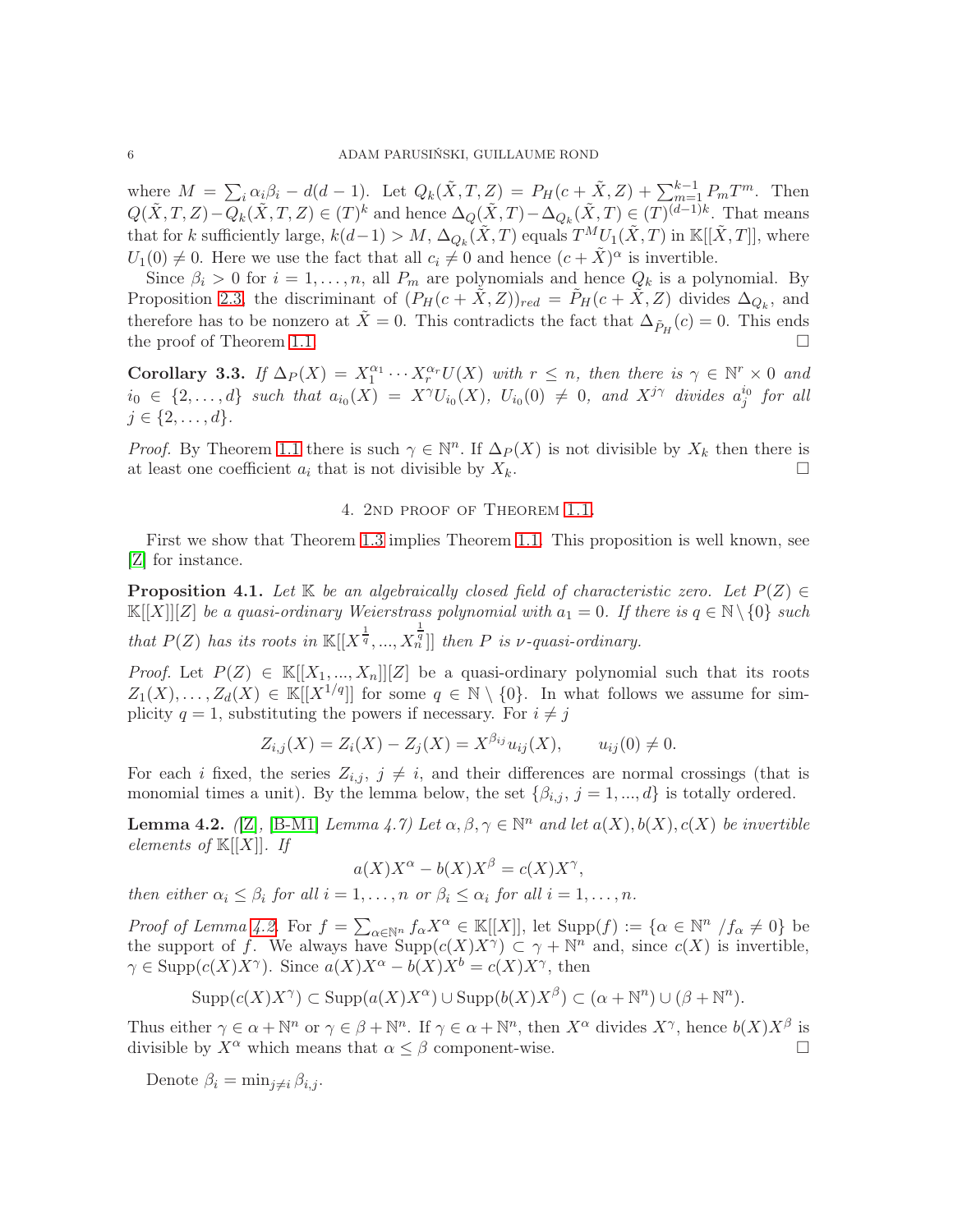where $M = \sum_i \alpha_i\beta_i - d(d-1)$. Let $Q_k(\tilde{X}, T, Z) = P_H(c + \tilde{X}, Z) + \sum_{m=1}^{k-1} P_m T^m$. Then $Q(\tilde{X}, T, Z) - Q_k(\tilde{X}, T, Z) \in (T)^k$ and hence $\Delta_Q(\tilde{X}, T) - \Delta_{Q_k}(\tilde{X}, T) \in (T)^{(d-1)k}$. That means that for $k$ sufficiently large, $k(d-1) > M$, $\Delta_{Q_k}(\tilde{X}, T)$ equals $T^M U_1(\tilde{X}, T)$ in $\mathbb{K}[[\tilde{X}, T]]$, where $U_1(0) \neq 0$. Here we use the fact that all $c_i \neq 0$ and hence $(c + \tilde{X})^\alpha$ is invertible.

Since $\beta_i > 0$ for $i = 1, \dots, n$, all $P_m$ are polynomials and hence $Q_k$ is a polynomial. By Proposition 2.3, the discriminant of $(P_H(c + \tilde{X}, Z))_{red} = \tilde{P}_H(c + \tilde{X}, Z)$ divides $\Delta_{Q_k}$, and therefore has to be nonzero at $\tilde{X} = 0$. This contradicts the fact that $\Delta_{\tilde{P}_H}(c) = 0$. This ends the proof of Theorem 1.1. $\square$

**Corollary 3.3.** *If $\Delta_P(X) = X_1^{\alpha_1} \cdots X_r^{\alpha_r} U(X)$ with $r \leq n$, then there is $\gamma \in \mathbb{N}^r \times 0$ and $i_0 \in \{2, \dots, d\}$ such that $a_{i_0}(X) = X^\gamma U_{i_0}(X)$, $U_{i_0}(0) \neq 0$, and $X^{j\gamma}$ divides $a_j^{i_0}$ for all $j \in \{2, \dots, d\}$.*

*Proof.* By Theorem 1.1 there is such $\gamma \in \mathbb{N}^n$. If $\Delta_P(X)$ is not divisible by $X_k$ then there is at least one coefficient $a_i$ that is not divisible by $X_k$. $\square$

## 4. 2nd proof of Theorem 1.1.

First we show that Theorem 1.3 implies Theorem 1.1. This proposition is well known, see [Z] for instance.

**Proposition 4.1.** *Let $\mathbb{K}$ be an algebraically closed field of characteristic zero. Let $P(Z) \in \mathbb{K}[[X]][Z]$ be a quasi-ordinary Weierstrass polynomial with $a_1 = 0$. If there is $q \in \mathbb{N} \setminus \{0\}$ such that $P(Z)$ has its roots in $\mathbb{K}[[X^{\frac{1}{q}}, ..., X_n^{\frac{1}{q}}]]$ then $P$ is $\nu$-quasi-ordinary.*

*Proof.* Let $P(Z) \in \mathbb{K}[[X_1, ..., X_n]][Z]$ be a quasi-ordinary polynomial such that its roots $Z_1(X), \dots, Z_d(X) \in \mathbb{K}[[X^{1/q}]]$ for some $q \in \mathbb{N} \setminus \{0\}$. In what follows we assume for simplicity $q = 1$, substituting the powers if necessary. For $i \neq j$

$$Z_{i,j}(X) = Z_i(X) - Z_j(X) = X^{\beta_{ij}} u_{ij}(X), \qquad u_{ij}(0) \neq 0.$$

For each $i$ fixed, the series $Z_{i,j}$, $j \neq i$, and their differences are normal crossings (that is monomial times a unit). By the lemma below, the set $\{\beta_{i,j}, j = 1, ..., d\}$ is totally ordered.

**Lemma 4.2.** *([Z], [B-M1] Lemma 4.7) Let $\alpha, \beta, \gamma \in \mathbb{N}^n$ and let $a(X), b(X), c(X)$ be invertible elements of $\mathbb{K}[[X]]$. If*

$$a(X)X^\alpha - b(X)X^\beta = c(X)X^\gamma,$$

*then either $\alpha_i \leq \beta_i$ for all $i = 1, \dots, n$ or $\beta_i \leq \alpha_i$ for all $i = 1, \dots, n$.*

*Proof of Lemma 4.2.* For $f = \sum_{\alpha \in \mathbb{N}^n} f_\alpha X^\alpha \in \mathbb{K}[[X]]$, let $\mathrm{Supp}(f) := \{\alpha \in \mathbb{N}^n \,/ f_\alpha \neq 0\}$ be the support of $f$. We always have $\mathrm{Supp}(c(X)X^\gamma) \subset \gamma + \mathbb{N}^n$ and, since $c(X)$ is invertible, $\gamma \in \mathrm{Supp}(c(X)X^\gamma)$. Since $a(X)X^\alpha - b(X)X^b = c(X)X^\gamma$, then

$$\mathrm{Supp}(c(X)X^\gamma) \subset \mathrm{Supp}(a(X)X^\alpha) \cup \mathrm{Supp}(b(X)X^\beta) \subset (\alpha + \mathbb{N}^n) \cup (\beta + \mathbb{N}^n).$$

Thus either $\gamma \in \alpha + \mathbb{N}^n$ or $\gamma \in \beta + \mathbb{N}^n$. If $\gamma \in \alpha + \mathbb{N}^n$, then $X^\alpha$ divides $X^\gamma$, hence $b(X)X^\beta$ is divisible by $X^\alpha$ which means that $\alpha \leq \beta$ component-wise. $\square$

Denote $\beta_i = \min_{j \neq i} \beta_{i,j}$.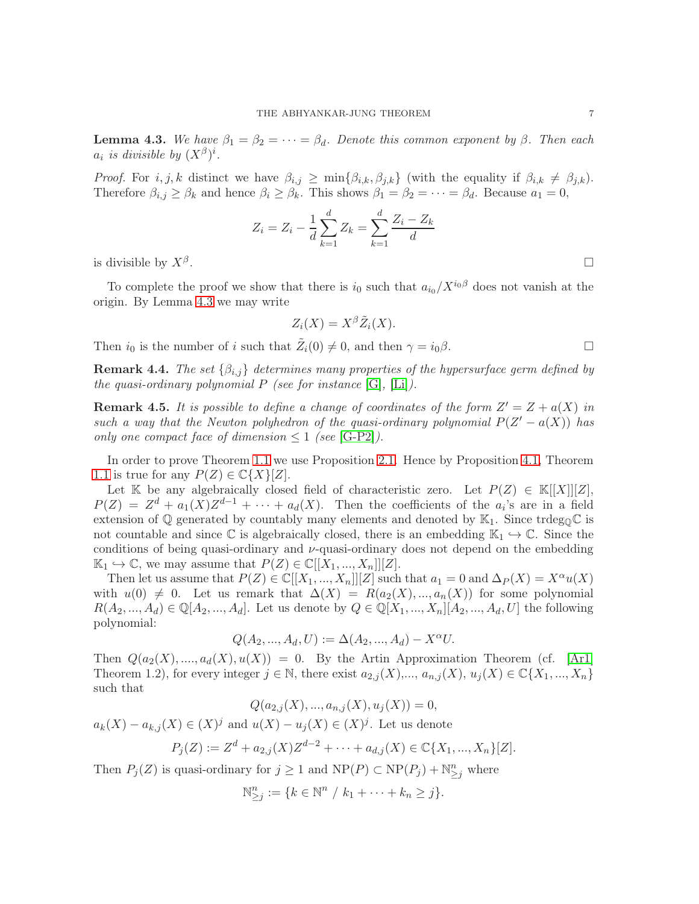**Lemma 4.3.** *We have $\beta_1 = \beta_2 = \cdots = \beta_d$. Denote this common exponent by $\beta$. Then each $a_i$ is divisible by $(X^\beta)^i$.*

*Proof.* For $i, j, k$ distinct we have $\beta_{i,j} \geq \min\{\beta_{i,k}, \beta_{j,k}\}$ (with the equality if $\beta_{i,k} \neq \beta_{j,k}$). Therefore $\beta_{i,j} \geq \beta_k$ and hence $\beta_i \geq \beta_k$. This shows $\beta_1 = \beta_2 = \cdots = \beta_d$. Because $a_1 = 0$,

$$Z_i = Z_i - \frac{1}{d}\sum_{k=1}^{d} Z_k = \sum_{k=1}^{d} \frac{Z_i - Z_k}{d}$$

is divisible by $X^\beta$. □

To complete the proof we show that there is $i_0$ such that $a_{i_0}/X^{i_0\beta}$ does not vanish at the origin. By Lemma 4.3 we may write

$$Z_i(X) = X^\beta \tilde{Z}_i(X).$$

Then $i_0$ is the number of $i$ such that $\tilde{Z}_i(0) \neq 0$, and then $\gamma = i_0\beta$. □

**Remark 4.4.** *The set $\{\beta_{i,j}\}$ determines many properties of the hypersurface germ defined by the quasi-ordinary polynomial $P$ (see for instance [G], [Li]).*

**Remark 4.5.** *It is possible to define a change of coordinates of the form $Z' = Z + a(X)$ in such a way that the Newton polyhedron of the quasi-ordinary polynomial $P(Z' - a(X))$ has only one compact face of dimension $\leq 1$ (see [G-P2]).*

In order to prove Theorem 1.1 we use Proposition 2.1. Hence by Proposition 4.1, Theorem 1.1 is true for any $P(Z) \in \mathbb{C}\{X\}[Z]$.

Let $\mathbb{K}$ be any algebraically closed field of characteristic zero. Let $P(Z) \in \mathbb{K}[[X]][Z]$, $P(Z) = Z^d + a_1(X)Z^{d-1} + \cdots + a_d(X)$. Then the coefficients of the $a_i$'s are in a field extension of $\mathbb{Q}$ generated by countably many elements and denoted by $\mathbb{K}_1$. Since $\operatorname{trdeg}_{\mathbb{Q}}\mathbb{C}$ is not countable and since $\mathbb{C}$ is algebraically closed, there is an embedding $\mathbb{K}_1 \hookrightarrow \mathbb{C}$. Since the conditions of being quasi-ordinary and $\nu$-quasi-ordinary does not depend on the embedding $\mathbb{K}_1 \hookrightarrow \mathbb{C}$, we may assume that $P(Z) \in \mathbb{C}[[X_1, ..., X_n]][Z]$.

Then let us assume that $P(Z) \in \mathbb{C}[[X_1, ..., X_n]][Z]$ such that $a_1 = 0$ and $\Delta_P(X) = X^\alpha u(X)$ with $u(0) \neq 0$. Let us remark that $\Delta(X) = R(a_2(X), ..., a_n(X))$ for some polynomial $R(A_2, ..., A_d) \in \mathbb{Q}[A_2, ..., A_d]$. Let us denote by $Q \in \mathbb{Q}[X_1, ..., X_n][A_2, ..., A_d, U]$ the following polynomial:

$$Q(A_2, ..., A_d, U) := \Delta(A_2, ..., A_d) - X^\alpha U.$$

Then $Q(a_2(X), ...., a_d(X), u(X)) = 0$. By the Artin Approximation Theorem (cf. [Ar1] Theorem 1.2), for every integer $j \in \mathbb{N}$, there exist $a_{2,j}(X)$,..., $a_{n,j}(X)$, $u_j(X) \in \mathbb{C}\{X_1, ..., X_n\}$ such that

$$Q(a_{2,j}(X), ..., a_{n,j}(X), u_j(X)) = 0,$$

$a_k(X) - a_{k,j}(X) \in (X)^j$ and $u(X) - u_j(X) \in (X)^j$. Let us denote

$$P_j(Z) := Z^d + a_{2,j}(X)Z^{d-2} + \cdots + a_{d,j}(X) \in \mathbb{C}\{X_1, ..., X_n\}[Z].$$

Then $P_j(Z)$ is quasi-ordinary for $j \geq 1$ and $\operatorname{NP}(P) \subset \operatorname{NP}(P_j) + \mathbb{N}^n_{\geq j}$ where

$$\mathbb{N}^n_{\geq j} := \{k \in \mathbb{N}^n \ / \ k_1 + \cdots + k_n \geq j\}.$$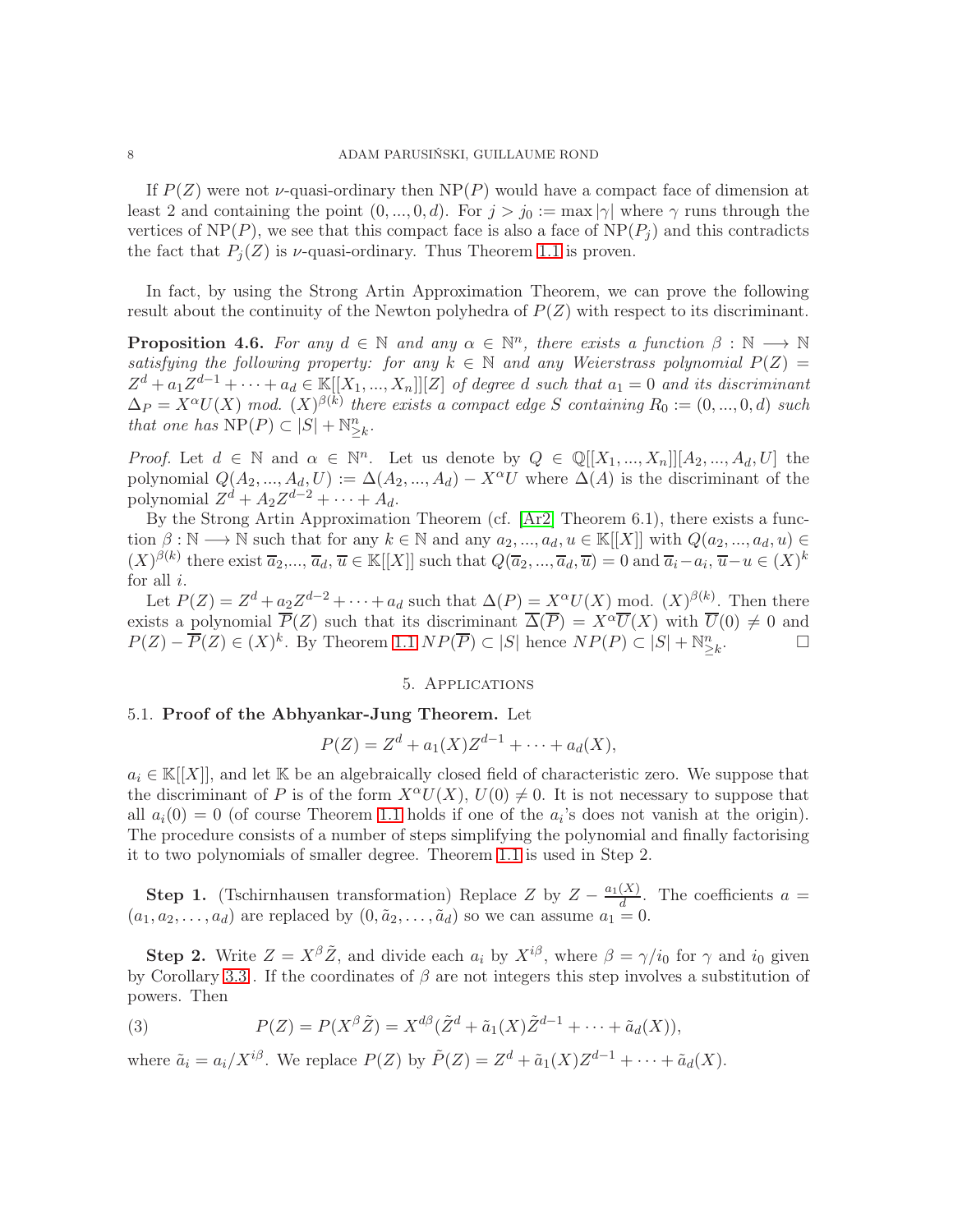If $P(Z)$ were not $\nu$-quasi-ordinary then $\mathrm{NP}(P)$ would have a compact face of dimension at least 2 and containing the point $(0,...,0,d)$. For $j > j_0 := \max|\gamma|$ where $\gamma$ runs through the vertices of $\mathrm{NP}(P)$, we see that this compact face is also a face of $\mathrm{NP}(P_j)$ and this contradicts the fact that $P_j(Z)$ is $\nu$-quasi-ordinary. Thus Theorem 1.1 is proven.

In fact, by using the Strong Artin Approximation Theorem, we can prove the following result about the continuity of the Newton polyhedra of $P(Z)$ with respect to its discriminant.

**Proposition 4.6.** *For any $d \in \mathbb{N}$ and any $\alpha \in \mathbb{N}^n$, there exists a function $\beta : \mathbb{N} \longrightarrow \mathbb{N}$ satisfying the following property: for any $k \in \mathbb{N}$ and any Weierstrass polynomial $P(Z) = Z^d + a_1 Z^{d-1} + \cdots + a_d \in \mathbb{K}[[X_1,...,X_n]][Z]$ of degree $d$ such that $a_1 = 0$ and its discriminant $\Delta_P = X^\alpha U(X)$ mod. $(X)^{\beta(k)}$ there exists a compact edge $S$ containing $R_0 := (0,...,0,d)$ such that one has $\mathrm{NP}(P) \subset |S| + \mathbb{N}^n_{\geq k}$.*

*Proof.* Let $d \in \mathbb{N}$ and $\alpha \in \mathbb{N}^n$. Let us denote by $Q \in \mathbb{Q}[[X_1,...,X_n]][A_2,...,A_d,U]$ the polynomial $Q(A_2,...,A_d,U) := \Delta(A_2,...,A_d) - X^\alpha U$ where $\Delta(A)$ is the discriminant of the polynomial $Z^d + A_2 Z^{d-2} + \cdots + A_d$.

By the Strong Artin Approximation Theorem (cf. [Ar2] Theorem 6.1), there exists a function $\beta : \mathbb{N} \longrightarrow \mathbb{N}$ such that for any $k \in \mathbb{N}$ and any $a_2,...,a_d,u \in \mathbb{K}[[X]]$ with $Q(a_2,...,a_d,u) \in (X)^{\beta(k)}$ there exist $\overline{a}_2$,..., $\overline{a}_d$, $\overline{u} \in \mathbb{K}[[X]]$ such that $Q(\overline{a}_2,...,\overline{a}_d,\overline{u}) = 0$ and $\overline{a}_i - a_i$, $\overline{u} - u \in (X)^k$ for all $i$.

Let $P(Z) = Z^d + a_2 Z^{d-2} + \cdots + a_d$ such that $\Delta(P) = X^\alpha U(X)$ mod. $(X)^{\beta(k)}$. Then there exists a polynomial $\overline{P}(Z)$ such that its discriminant $\overline{\Delta}(\overline{P}) = X^\alpha \overline{U}(X)$ with $\overline{U}(0) \neq 0$ and $P(Z) - \overline{P}(Z) \in (X)^k$. By Theorem 1.1 $NP(\overline{P}) \subset |S|$ hence $NP(P) \subset |S| + \mathbb{N}^n_{\geq k}$. $\square$

## 5. Applications

### 5.1. Proof of the Abhyankar-Jung Theorem.

Let

$$P(Z) = Z^d + a_1(X) Z^{d-1} + \cdots + a_d(X),$$

$a_i \in \mathbb{K}[[X]]$, and let $\mathbb{K}$ be an algebraically closed field of characteristic zero. We suppose that the discriminant of $P$ is of the form $X^\alpha U(X)$, $U(0) \neq 0$. It is not necessary to suppose that all $a_i(0) = 0$ (of course Theorem 1.1 holds if one of the $a_i$'s does not vanish at the origin). The procedure consists of a number of steps simplifying the polynomial and finally factorising it to two polynomials of smaller degree. Theorem 1.1 is used in Step 2.

**Step 1.** (Tschirnhausen transformation) Replace $Z$ by $Z - \frac{a_1(X)}{d}$. The coefficients $a = (a_1, a_2, \ldots, a_d)$ are replaced by $(0, \tilde{a}_2, \ldots, \tilde{a}_d)$ so we can assume $a_1 = 0$.

**Step 2.** Write $Z = X^\beta \tilde{Z}$, and divide each $a_i$ by $X^{i\beta}$, where $\beta = \gamma/i_0$ for $\gamma$ and $i_0$ given by Corollary 3.3 . If the coordinates of $\beta$ are not integers this step involves a substitution of powers. Then

$$P(Z) = P(X^\beta \tilde{Z}) = X^{d\beta}(\tilde{Z}^d + \tilde{a}_1(X)\tilde{Z}^{d-1} + \cdots + \tilde{a}_d(X)), \tag{3}$$

where $\tilde{a}_i = a_i / X^{i\beta}$. We replace $P(Z)$ by $\tilde{P}(Z) = Z^d + \tilde{a}_1(X) Z^{d-1} + \cdots + \tilde{a}_d(X)$.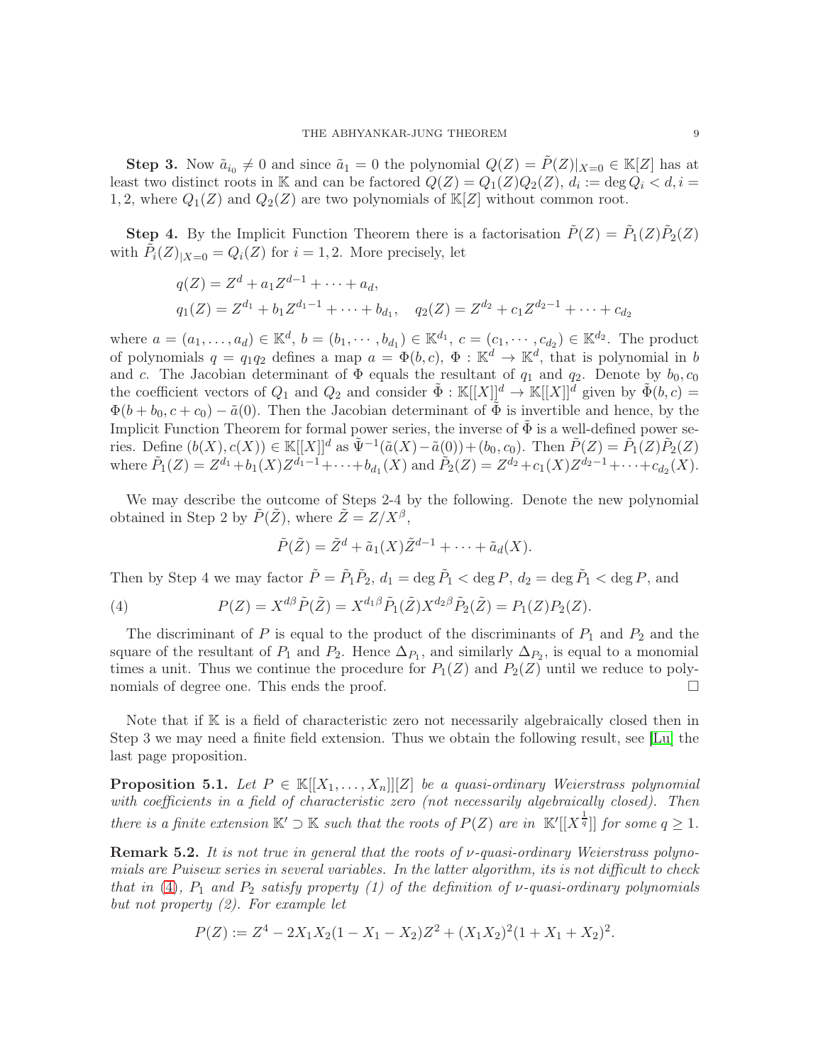**Step 3.** Now $\tilde{a}_{i_0} \neq 0$ and since $\tilde{a}_1 = 0$ the polynomial $Q(Z) = \tilde{P}(Z)|_{X=0} \in \mathbb{K}[Z]$ has at least two distinct roots in $\mathbb{K}$ and can be factored $Q(Z) = Q_1(Z)Q_2(Z)$, $d_i := \deg Q_i < d, i = 1, 2$, where $Q_1(Z)$ and $Q_2(Z)$ are two polynomials of $\mathbb{K}[Z]$ without common root.

**Step 4.** By the Implicit Function Theorem there is a factorisation $\tilde{P}(Z) = \tilde{P}_1(Z)\tilde{P}_2(Z)$ with $\tilde{P}_i(Z)_{|X=0} = Q_i(Z)$ for $i = 1, 2$. More precisely, let

$$q(Z) = Z^d + a_1 Z^{d-1} + \cdots + a_d,$$
$$q_1(Z) = Z^{d_1} + b_1 Z^{d_1-1} + \cdots + b_{d_1}, \quad q_2(Z) = Z^{d_2} + c_1 Z^{d_2-1} + \cdots + c_{d_2}$$

where $a = (a_1, \ldots, a_d) \in \mathbb{K}^d$, $b = (b_1, \cdots, b_{d_1}) \in \mathbb{K}^{d_1}$, $c = (c_1, \cdots, c_{d_2}) \in \mathbb{K}^{d_2}$. The product of polynomials $q = q_1 q_2$ defines a map $a = \Phi(b, c)$, $\Phi : \mathbb{K}^d \to \mathbb{K}^d$, that is polynomial in $b$ and $c$. The Jacobian determinant of $\Phi$ equals the resultant of $q_1$ and $q_2$. Denote by $b_0, c_0$ the coefficient vectors of $Q_1$ and $Q_2$ and consider $\tilde{\Phi} : \mathbb{K}[[X]]^d \to \mathbb{K}[[X]]^d$ given by $\tilde{\Phi}(b, c) = \Phi(b + b_0, c + c_0) - \tilde{a}(0)$. Then the Jacobian determinant of $\tilde{\Phi}$ is invertible and hence, by the Implicit Function Theorem for formal power series, the inverse of $\tilde{\Phi}$ is a well-defined power series. Define $(b(X), c(X)) \in \mathbb{K}[[X]]^d$ as $\tilde{\Psi}^{-1}(\tilde{a}(X) - \tilde{a}(0)) + (b_0, c_0)$. Then $\tilde{P}(Z) = \tilde{P}_1(Z)\tilde{P}_2(Z)$ where $\tilde{P}_1(Z) = Z^{d_1} + b_1(X)Z^{d_1-1} + \cdots + b_{d_1}(X)$ and $\tilde{P}_2(Z) = Z^{d_2} + c_1(X)Z^{d_2-1} + \cdots + c_{d_2}(X)$.

We may describe the outcome of Steps 2-4 by the following. Denote the new polynomial obtained in Step 2 by $\tilde{P}(\tilde{Z})$, where $\tilde{Z} = Z/X^\beta$,

$$\tilde{P}(\tilde{Z}) = \tilde{Z}^d + \tilde{a}_1(X)\tilde{Z}^{d-1} + \cdots + \tilde{a}_d(X).$$

Then by Step 4 we may factor $\tilde{P} = \tilde{P}_1 \tilde{P}_2$, $d_1 = \deg \tilde{P}_1 < \deg P$, $d_2 = \deg \tilde{P}_1 < \deg P$, and

$$P(Z) = X^{d\beta}\tilde{P}(\tilde{Z}) = X^{d_1\beta}\tilde{P}_1(\tilde{Z})X^{d_2\beta}\tilde{P}_2(\tilde{Z}) = P_1(Z)P_2(Z). \tag{4}$$

The discriminant of $P$ is equal to the product of the discriminants of $P_1$ and $P_2$ and the square of the resultant of $P_1$ and $P_2$. Hence $\Delta_{P_1}$, and similarly $\Delta_{P_2}$, is equal to a monomial times a unit. Thus we continue the procedure for $P_1(Z)$ and $P_2(Z)$ until we reduce to polynomials of degree one. This ends the proof. □

Note that if $\mathbb{K}$ is a field of characteristic zero not necessarily algebraically closed then in Step 3 we may need a finite field extension. Thus we obtain the following result, see [Lu] the last page proposition.

**Proposition 5.1.** *Let $P \in \mathbb{K}[[X_1, \ldots, X_n]][Z]$ be a quasi-ordinary Weierstrass polynomial with coefficients in a field of characteristic zero (not necessarily algebraically closed). Then there is a finite extension $\mathbb{K}' \supset \mathbb{K}$ such that the roots of $P(Z)$ are in $\mathbb{K}'[[X^{\frac{1}{q}}]]$ for some $q \geq 1$.*

**Remark 5.2.** *It is not true in general that the roots of $\nu$-quasi-ordinary Weierstrass polynomials are Puiseux series in several variables. In the latter algorithm, its is not difficult to check that in (4), $P_1$ and $P_2$ satisfy property (1) of the definition of $\nu$-quasi-ordinary polynomials but not property (2). For example let*

$$P(Z) := Z^4 - 2X_1X_2(1 - X_1 - X_2)Z^2 + (X_1X_2)^2(1 + X_1 + X_2)^2.$$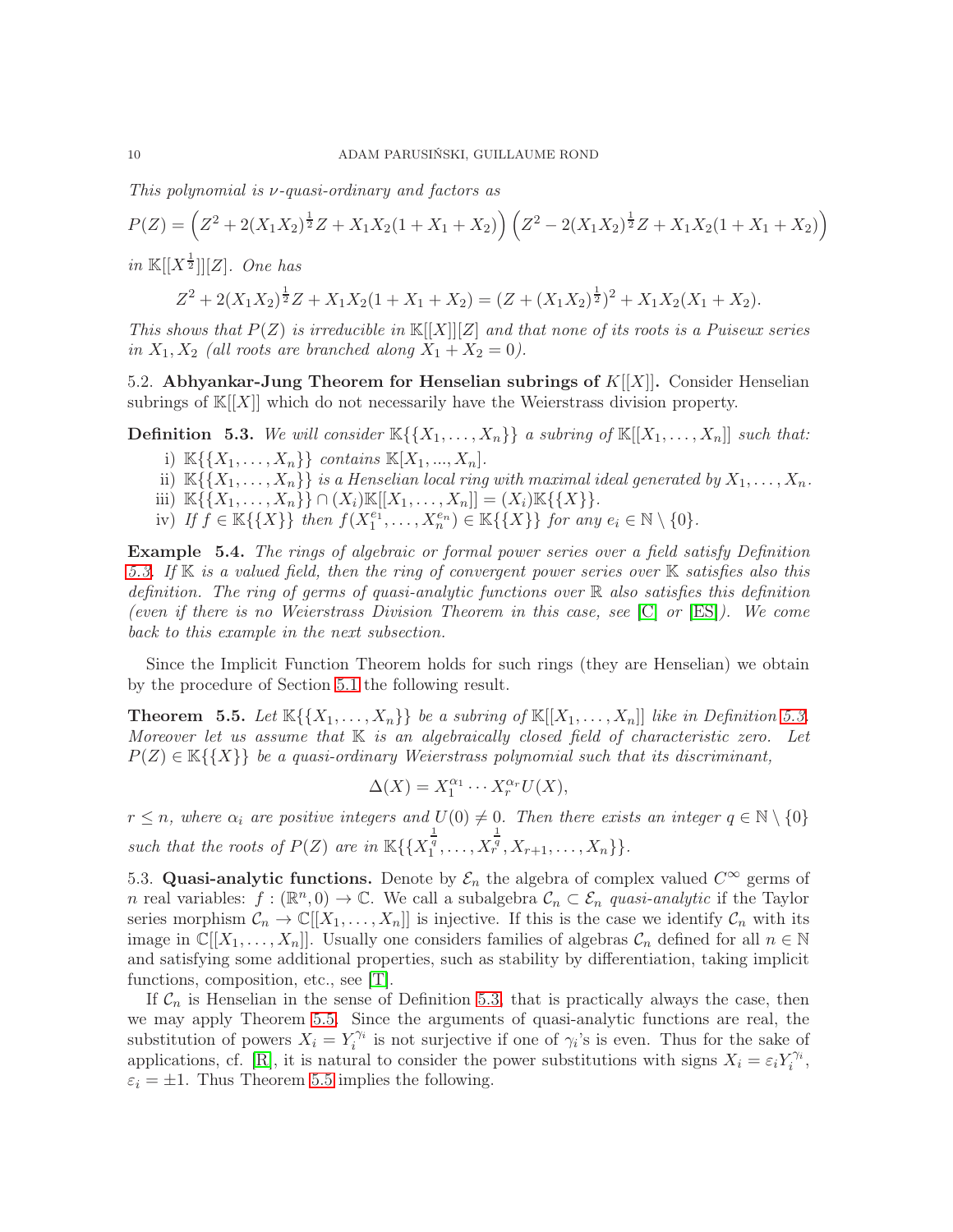*This polynomial is $\nu$-quasi-ordinary and factors as*

$$P(Z) = \left(Z^2 + 2(X_1X_2)^{\frac{1}{2}}Z + X_1X_2(1+X_1+X_2)\right)\left(Z^2 - 2(X_1X_2)^{\frac{1}{2}}Z + X_1X_2(1+X_1+X_2)\right)$$

*in $\mathbb{K}[[X^{\frac{1}{2}}]][Z]$. One has*

$$Z^2 + 2(X_1X_2)^{\frac{1}{2}}Z + X_1X_2(1+X_1+X_2) = (Z + (X_1X_2)^{\frac{1}{2}})^2 + X_1X_2(X_1+X_2).$$

*This shows that $P(Z)$ is irreducible in $\mathbb{K}[[X]][Z]$ and that none of its roots is a Puiseux series in $X_1, X_2$ (all roots are branched along $X_1 + X_2 = 0$).*

5.2. **Abhyankar-Jung Theorem for Henselian subrings of $K[[X]]$.** Consider Henselian subrings of $\mathbb{K}[[X]]$ which do not necessarily have the Weierstrass division property.

**Definition 5.3.** *We will consider $\mathbb{K}\{\{X_1,\ldots,X_n\}\}$ a subring of $\mathbb{K}[[X_1,\ldots,X_n]]$ such that:*

i) *$\mathbb{K}\{\{X_1,\ldots,X_n\}\}$ contains $\mathbb{K}[X_1,...,X_n]$.*
ii) *$\mathbb{K}\{\{X_1,\ldots,X_n\}\}$ is a Henselian local ring with maximal ideal generated by $X_1,\ldots,X_n$.*
iii) *$\mathbb{K}\{\{X_1,\ldots,X_n\}\} \cap (X_i)\mathbb{K}[[X_1,\ldots,X_n]] = (X_i)\mathbb{K}\{\{X\}\}$.*
iv) *If $f \in \mathbb{K}\{\{X\}\}$ then $f(X_1^{e_1},\ldots,X_n^{e_n}) \in \mathbb{K}\{\{X\}\}$ for any $e_i \in \mathbb{N}\setminus\{0\}$.*

**Example 5.4.** *The rings of algebraic or formal power series over a field satisfy Definition 5.3. If $\mathbb{K}$ is a valued field, then the ring of convergent power series over $\mathbb{K}$ satisfies also this definition. The ring of germs of quasi-analytic functions over $\mathbb{R}$ also satisfies this definition (even if there is no Weierstrass Division Theorem in this case, see [C] or [ES]). We come back to this example in the next subsection.*

Since the Implicit Function Theorem holds for such rings (they are Henselian) we obtain by the procedure of Section 5.1 the following result.

**Theorem 5.5.** *Let $\mathbb{K}\{\{X_1,\ldots,X_n\}\}$ be a subring of $\mathbb{K}[[X_1,\ldots,X_n]]$ like in Definition 5.3. Moreover let us assume that $\mathbb{K}$ is an algebraically closed field of characteristic zero. Let $P(Z) \in \mathbb{K}\{\{X\}\}$ be a quasi-ordinary Weierstrass polynomial such that its discriminant,*

$$\Delta(X) = X_1^{\alpha_1}\cdots X_r^{\alpha_r}U(X),$$

*$r \leq n$, where $\alpha_i$ are positive integers and $U(0) \neq 0$. Then there exists an integer $q \in \mathbb{N}\setminus\{0\}$ such that the roots of $P(Z)$ are in $\mathbb{K}\{\{X_1^{\frac{1}{q}},\ldots,X_r^{\frac{1}{q}},X_{r+1},\ldots,X_n\}\}$.*

5.3. **Quasi-analytic functions.** Denote by $\mathcal{E}_n$ the algebra of complex valued $C^\infty$ germs of $n$ real variables: $f : (\mathbb{R}^n, 0) \to \mathbb{C}$. We call a subalgebra $\mathcal{C}_n \subset \mathcal{E}_n$ *quasi-analytic* if the Taylor series morphism $\mathcal{C}_n \to \mathbb{C}[[X_1,\ldots,X_n]]$ is injective. If this is the case we identify $\mathcal{C}_n$ with its image in $\mathbb{C}[[X_1,\ldots,X_n]]$. Usually one considers families of algebras $\mathcal{C}_n$ defined for all $n \in \mathbb{N}$ and satisfying some additional properties, such as stability by differentiation, taking implicit functions, composition, etc., see [T].

If $\mathcal{C}_n$ is Henselian in the sense of Definition 5.3, that is practically always the case, then we may apply Theorem 5.5. Since the arguments of quasi-analytic functions are real, the substitution of powers $X_i = Y_i^{\gamma_i}$ is not surjective if one of $\gamma_i$'s is even. Thus for the sake of applications, cf. [R], it is natural to consider the power substitutions with signs $X_i = \varepsilon_i Y_i^{\gamma_i}$, $\varepsilon_i = \pm 1$. Thus Theorem 5.5 implies the following.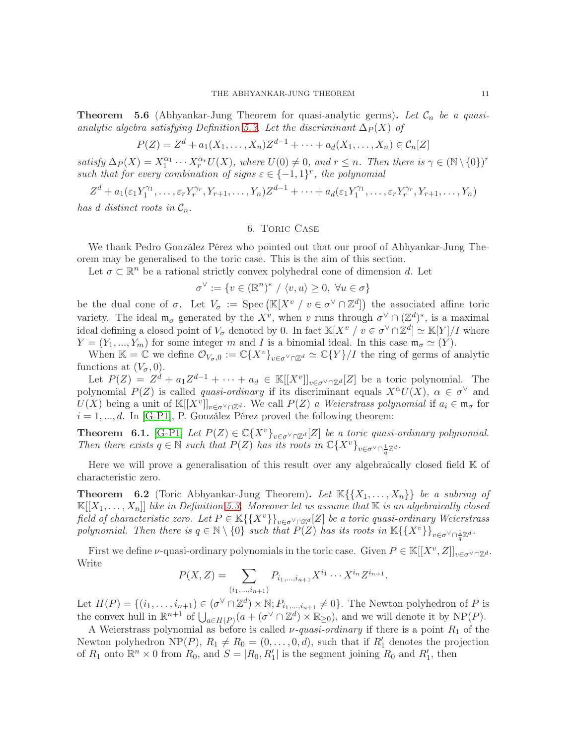**Theorem 5.6** (Abhyankar-Jung Theorem for quasi-analytic germs)**.** *Let $\mathcal{C}_n$ be a quasi-analytic algebra satisfying Definition 5.3. Let the discriminant $\Delta_P(X)$ of*

$$P(Z) = Z^d + a_1(X_1, \ldots, X_n)Z^{d-1} + \cdots + a_d(X_1, \ldots, X_n) \in \mathcal{C}_n[Z]$$

*satisfy $\Delta_P(X) = X_1^{\alpha_1} \cdots X_r^{\alpha_r} U(X)$, where $U(0) \neq 0$, and $r \leq n$. Then there is $\gamma \in (\mathbb{N} \setminus \{0\})^r$ such that for every combination of signs $\varepsilon \in \{-1, 1\}^r$, the polynomial*

$$Z^d + a_1(\varepsilon_1 Y_1^{\gamma_1}, \ldots, \varepsilon_r Y_r^{\gamma_r}, Y_{r+1}, \ldots, Y_n)Z^{d-1} + \cdots + a_d(\varepsilon_1 Y_1^{\gamma_1}, \ldots, \varepsilon_r Y_r^{\gamma_r}, Y_{r+1}, \ldots, Y_n)$$

*has $d$ distinct roots in $\mathcal{C}_n$.*

## 6. Toric Case

We thank Pedro González Pérez who pointed out that our proof of Abhyankar-Jung Theorem may be generalised to the toric case. This is the aim of this section.

Let $\sigma \subset \mathbb{R}^n$ be a rational strictly convex polyhedral cone of dimension $d$. Let

$$\sigma^\vee := \{v \in (\mathbb{R}^n)^* \ / \ \langle v, u \rangle \geq 0, \ \forall u \in \sigma\}$$

be the dual cone of $\sigma$. Let $V_\sigma := \text{Spec}\left(\mathbb{K}[X^v \ / \ v \in \sigma^\vee \cap \mathbb{Z}^d]\right)$ the associated affine toric variety. The ideal $\mathfrak{m}_\sigma$ generated by the $X^v$, when $v$ runs through $\sigma^\vee \cap (\mathbb{Z}^d)^*$, is a maximal ideal defining a closed point of $V_\sigma$ denoted by 0. In fact $\mathbb{K}[X^v \ / \ v \in \sigma^\vee \cap \mathbb{Z}^d] \simeq \mathbb{K}[Y]/I$ where $Y = (Y_1, ..., Y_m)$ for some integer $m$ and $I$ is a binomial ideal. In this case $\mathfrak{m}_\sigma \simeq (Y)$.

When $\mathbb{K} = \mathbb{C}$ we define $\mathcal{O}_{V_\sigma, 0} := \mathbb{C}\{X^v\}_{v \in \sigma^\vee \cap \mathbb{Z}^d} \simeq \mathbb{C}\{Y\}/I$ the ring of germs of analytic functions at $(V_\sigma, 0)$.

Let $P(Z) = Z^d + a_1 Z^{d-1} + \cdots + a_d \in \mathbb{K}[[X^v]]_{v \in \sigma^\vee \cap \mathbb{Z}^d}[Z]$ be a toric polynomial. The polynomial $P(Z)$ is called *quasi-ordinary* if its discriminant equals $X^\alpha U(X)$, $\alpha \in \sigma^\vee$ and $U(X)$ being a unit of $\mathbb{K}[[X^v]]_{v \in \sigma^\vee \cap \mathbb{Z}^d}$. We call $P(Z)$ *a Weierstrass polynomial* if $a_i \in \mathfrak{m}_\sigma$ for $i = 1, ..., d$. In [G-P1], P. González Pérez proved the following theorem:

**Theorem 6.1.** [G-P1] *Let $P(Z) \in \mathbb{C}\{X^v\}_{v \in \sigma^\vee \cap \mathbb{Z}^d}[Z]$ be a toric quasi-ordinary polynomial. Then there exists $q \in \mathbb{N}$ such that $P(Z)$ has its roots in $\mathbb{C}\{X^v\}_{v \in \sigma^\vee \cap \frac{1}{q}\mathbb{Z}^d}$.*

Here we will prove a generalisation of this result over any algebraically closed field $\mathbb{K}$ of characteristic zero.

**Theorem 6.2** (Toric Abhyankar-Jung Theorem)**.** *Let $\mathbb{K}\{\{X_1, \ldots, X_n\}\}$ be a subring of $\mathbb{K}[[X_1, \ldots, X_n]]$ like in Definition 5.3. Moreover let us assume that $\mathbb{K}$ is an algebraically closed field of characteristic zero. Let $P \in \mathbb{K}\{\{X^v\}\}_{v \in \sigma^\vee \cap \mathbb{Z}^d}[Z]$ be a toric quasi-ordinary Weierstrass polynomial. Then there is $q \in \mathbb{N} \setminus \{0\}$ such that $P(Z)$ has its roots in $\mathbb{K}\{\{X^v\}\}_{v \in \sigma^\vee \cap \frac{1}{q}\mathbb{Z}^d}$.*

First we define $\nu$-quasi-ordinary polynomials in the toric case. Given $P \in \mathbb{K}[[X^v, Z]]_{v \in \sigma^\vee \cap \mathbb{Z}^d}$. Write

$$P(X, Z) = \sum_{(i_1, \ldots, i_{n+1})} P_{i_1, \ldots, i_{n+1}} X^{i_1} \cdots X^{i_n} Z^{i_{n+1}}.$$

Let $H(P) = \{(i_1, \ldots, i_{n+1}) \in (\sigma^\vee \cap \mathbb{Z}^d) \times \mathbb{N}; P_{i_1, \ldots, i_{n+1}} \neq 0\}$. The Newton polyhedron of $P$ is the convex hull in $\mathbb{R}^{n+1}$ of $\bigcup_{a \in H(P)} (a + (\sigma^\vee \cap \mathbb{Z}^d) \times \mathbb{R}_{\geq 0})$, and we will denote it by $\text{NP}(P)$.

A Weierstrass polynomial as before is called *$\nu$-quasi-ordinary* if there is a point $R_1$ of the Newton polyhedron $\text{NP}(P)$, $R_1 \neq R_0 = (0, \ldots, 0, d)$, such that if $R_1'$ denotes the projection of $R_1$ onto $\mathbb{R}^n \times 0$ from $R_0$, and $S = |R_0, R_1'|$ is the segment joining $R_0$ and $R_1'$, then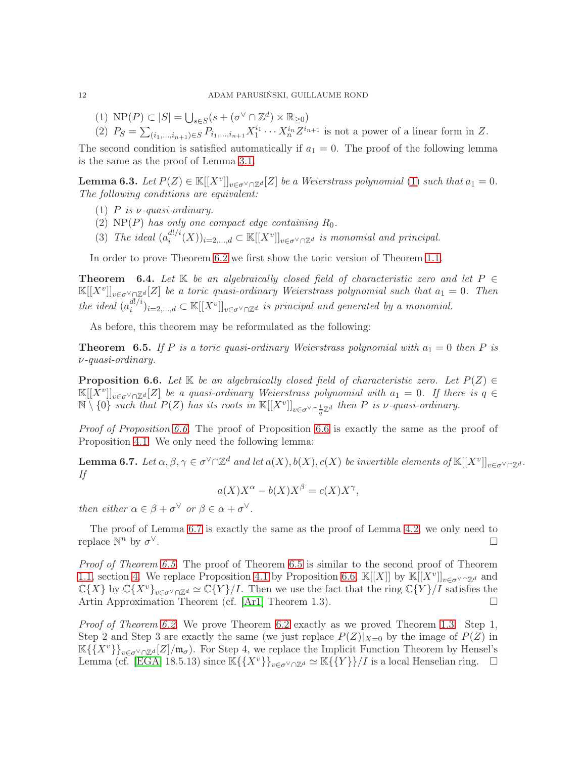(1) $\mathrm{NP}(P) \subset |S| = \bigcup_{s\in S}(s + (\sigma^\vee \cap \mathbb{Z}^d) \times \mathbb{R}_{\geq 0})$
(2) $P_S = \sum_{(i_1,\ldots,i_{n+1})\in S} P_{i_1,\ldots,i_{n+1}} X_1^{i_1}\cdots X_n^{i_n} Z^{i_{n+1}}$ is not a power of a linear form in $Z$.

The second condition is satisfied automatically if $a_1 = 0$. The proof of the following lemma is the same as the proof of Lemma 3.1.

**Lemma 6.3.** *Let $P(Z) \in \mathbb{K}[[X^v]]_{v\in\sigma^\vee\cap\mathbb{Z}^d}[Z]$ be a Weierstrass polynomial (1) such that $a_1 = 0$. The following conditions are equivalent:*

*(1) $P$ is $\nu$-quasi-ordinary.*
*(2) $\mathrm{NP}(P)$ has only one compact edge containing $R_0$.*
*(3) The ideal $(a_i^{d!/i}(X))_{i=2,\ldots,d} \subset \mathbb{K}[[X^v]]_{v\in\sigma^\vee\cap\mathbb{Z}^d}$ is monomial and principal.*

In order to prove Theorem 6.2 we first show the toric version of Theorem 1.1.

**Theorem 6.4.** *Let $\mathbb{K}$ be an algebraically closed field of characteristic zero and let $P \in \mathbb{K}[[X^v]]_{v\in\sigma^\vee\cap\mathbb{Z}^d}[Z]$ be a toric quasi-ordinary Weierstrass polynomial such that $a_1 = 0$. Then the ideal $(a_i^{d!/i})_{i=2,\ldots,d} \subset \mathbb{K}[[X^v]]_{v\in\sigma^\vee\cap\mathbb{Z}^d}$ is principal and generated by a monomial.*

As before, this theorem may be reformulated as the following:

**Theorem 6.5.** *If $P$ is a toric quasi-ordinary Weierstrass polynomial with $a_1 = 0$ then $P$ is $\nu$-quasi-ordinary.*

**Proposition 6.6.** *Let $\mathbb{K}$ be an algebraically closed field of characteristic zero. Let $P(Z) \in \mathbb{K}[[X^v]]_{v\in\sigma^\vee\cap\mathbb{Z}^d}[Z]$ be a quasi-ordinary Weierstrass polynomial with $a_1 = 0$. If there is $q \in \mathbb{N}\setminus\{0\}$ such that $P(Z)$ has its roots in $\mathbb{K}[[X^v]]_{v\in\sigma^\vee\cap\frac{1}{q}\mathbb{Z}^d}$ then $P$ is $\nu$-quasi-ordinary.*

*Proof of Proposition 6.6.* The proof of Proposition 6.6 is exactly the same as the proof of Proposition 4.1. We only need the following lemma:

**Lemma 6.7.** *Let $\alpha, \beta, \gamma \in \sigma^\vee\cap\mathbb{Z}^d$ and let $a(X), b(X), c(X)$ be invertible elements of $\mathbb{K}[[X^v]]_{v\in\sigma^\vee\cap\mathbb{Z}^d}$. If*

$$a(X)X^\alpha - b(X)X^\beta = c(X)X^\gamma,$$

*then either $\alpha \in \beta + \sigma^\vee$ or $\beta \in \alpha + \sigma^\vee$.*

The proof of Lemma 6.7 is exactly the same as the proof of Lemma 4.2, we only need to replace $\mathbb{N}^n$ by $\sigma^\vee$. □

*Proof of Theorem 6.5.* The proof of Theorem 6.5 is similar to the second proof of Theorem 1.1, section 4. We replace Proposition 4.1 by Proposition 6.6, $\mathbb{K}[[X]]$ by $\mathbb{K}[[X^v]]_{v\in\sigma^\vee\cap\mathbb{Z}^d}$ and $\mathbb{C}\{X\}$ by $\mathbb{C}\{X^v\}_{v\in\sigma^\vee\cap\mathbb{Z}^d} \simeq \mathbb{C}\{Y\}/I$. Then we use the fact that the ring $\mathbb{C}\{Y\}/I$ satisfies the Artin Approximation Theorem (cf. [Ar1] Theorem 1.3). □

*Proof of Theorem 6.2.* We prove Theorem 6.2 exactly as we proved Theorem 1.3. Step 1, Step 2 and Step 3 are exactly the same (we just replace $P(Z)|_{X=0}$ by the image of $P(Z)$ in $\mathbb{K}\{\{X^v\}\}_{v\in\sigma^\vee\cap\mathbb{Z}^d}[Z]/\mathfrak{m}_\sigma$). For Step 4, we replace the Implicit Function Theorem by Hensel's Lemma (cf. [EGA] 18.5.13) since $\mathbb{K}\{\{X^v\}\}_{v\in\sigma^\vee\cap\mathbb{Z}^d} \simeq \mathbb{K}\{\{Y\}\}/I$ is a local Henselian ring. □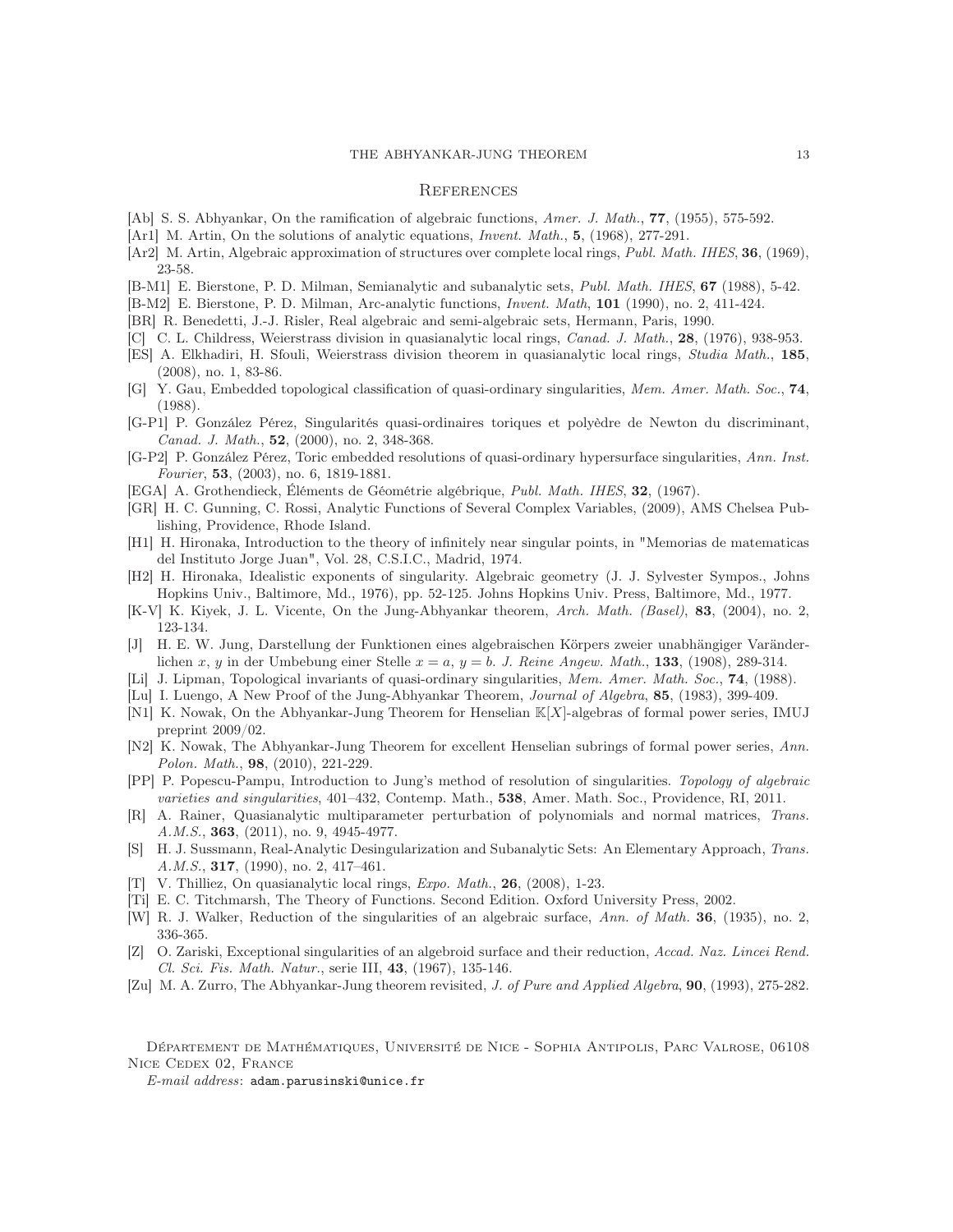## References

[Ab] S. S. Abhyankar, On the ramification of algebraic functions, *Amer. J. Math.*, **77**, (1955), 575-592.

[Ar1] M. Artin, On the solutions of analytic equations, *Invent. Math.*, **5**, (1968), 277-291.

[Ar2] M. Artin, Algebraic approximation of structures over complete local rings, *Publ. Math. IHES*, **36**, (1969), 23-58.

[B-M1] E. Bierstone, P. D. Milman, Semianalytic and subanalytic sets, *Publ. Math. IHES*, **67** (1988), 5-42.

[B-M2] E. Bierstone, P. D. Milman, Arc-analytic functions, *Invent. Math*, **101** (1990), no. 2, 411-424.

[BR] R. Benedetti, J.-J. Risler, Real algebraic and semi-algebraic sets, Hermann, Paris, 1990.

[C] C. L. Childress, Weierstrass division in quasianalytic local rings, *Canad. J. Math.*, **28**, (1976), 938-953.

[ES] A. Elkhadiri, H. Sfouli, Weierstrass division theorem in quasianalytic local rings, *Studia Math.*, **185**, (2008), no. 1, 83-86.

[G] Y. Gau, Embedded topological classification of quasi-ordinary singularities, *Mem. Amer. Math. Soc.*, **74**, (1988).

[G-P1] P. González Pérez, Singularités quasi-ordinaires toriques et polyèdre de Newton du discriminant, *Canad. J. Math.*, **52**, (2000), no. 2, 348-368.

[G-P2] P. González Pérez, Toric embedded resolutions of quasi-ordinary hypersurface singularities, *Ann. Inst. Fourier*, **53**, (2003), no. 6, 1819-1881.

[EGA] A. Grothendieck, Éléments de Géométrie algébrique, *Publ. Math. IHES*, **32**, (1967).

[GR] H. C. Gunning, C. Rossi, Analytic Functions of Several Complex Variables, (2009), AMS Chelsea Publishing, Providence, Rhode Island.

[H1] H. Hironaka, Introduction to the theory of infinitely near singular points, in "Memorias de matematicas del Instituto Jorge Juan", Vol. 28, C.S.I.C., Madrid, 1974.

[H2] H. Hironaka, Idealistic exponents of singularity. Algebraic geometry (J. J. Sylvester Sympos., Johns Hopkins Univ., Baltimore, Md., 1976), pp. 52-125. Johns Hopkins Univ. Press, Baltimore, Md., 1977.

[K-V] K. Kiyek, J. L. Vicente, On the Jung-Abhyankar theorem, *Arch. Math. (Basel)*, **83**, (2004), no. 2, 123-134.

[J] H. E. W. Jung, Darstellung der Funktionen eines algebraischen Körpers zweier unabhängiger Veränderlichen $x$, $y$ in der Umbebung einer Stelle $x = a$, $y = b$. *J. Reine Angew. Math.*, **133**, (1908), 289-314.

[Li] J. Lipman, Topological invariants of quasi-ordinary singularities, *Mem. Amer. Math. Soc.*, **74**, (1988).

[Lu] I. Luengo, A New Proof of the Jung-Abhyankar Theorem, *Journal of Algebra*, **85**, (1983), 399-409.

[N1] K. Nowak, On the Abhyankar-Jung Theorem for Henselian $\mathbb{K}[X]$-algebras of formal power series, IMUJ preprint 2009/02.

[N2] K. Nowak, The Abhyankar-Jung Theorem for excellent Henselian subrings of formal power series, *Ann. Polon. Math.*, **98**, (2010), 221-229.

[PP] P. Popescu-Pampu, Introduction to Jung's method of resolution of singularities. *Topology of algebraic varieties and singularities*, 401–432, Contemp. Math., **538**, Amer. Math. Soc., Providence, RI, 2011.

[R] A. Rainer, Quasianalytic multiparameter perturbation of polynomials and normal matrices, *Trans. A.M.S.*, **363**, (2011), no. 9, 4945-4977.

[S] H. J. Sussmann, Real-Analytic Desingularization and Subanalytic Sets: An Elementary Approach, *Trans. A.M.S.*, **317**, (1990), no. 2, 417–461.

[T] V. Thilliez, On quasianalytic local rings, *Expo. Math.*, **26**, (2008), 1-23.

[Ti] E. C. Titchmarsh, The Theory of Functions. Second Edition. Oxford University Press, 2002.

[W] R. J. Walker, Reduction of the singularities of an algebraic surface, *Ann. of Math.* **36**, (1935), no. 2, 336-365.

[Z] O. Zariski, Exceptional singularities of an algebroid surface and their reduction, *Accad. Naz. Lincei Rend. Cl. Sci. Fis. Math. Natur.*, serie III, **43**, (1967), 135-146.

[Zu] M. A. Zurro, The Abhyankar-Jung theorem revisited, *J. of Pure and Applied Algebra*, **90**, (1993), 275-282.

Département de Mathématiques, Université de Nice - Sophia Antipolis, Parc Valrose, 06108 Nice Cedex 02, France

*E-mail address*: adam.parusinski@unice.fr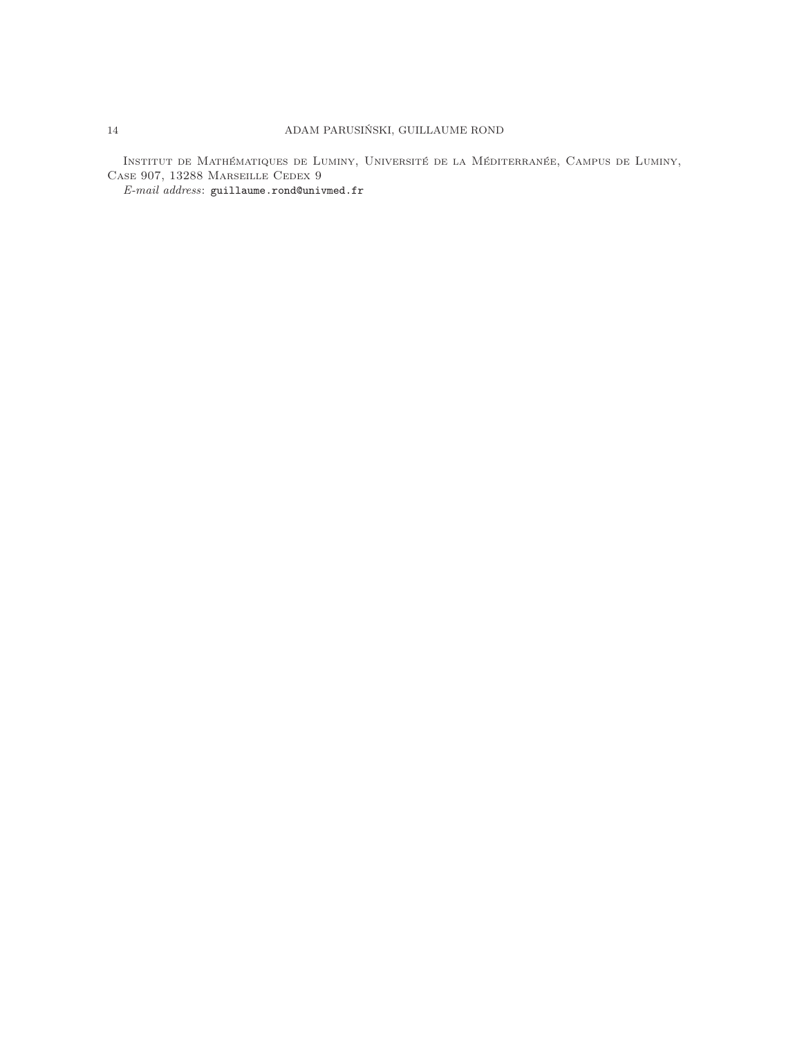Institut de Mathématiques de Luminy, Université de la Méditerranée, Campus de Luminy, Case 907, 13288 Marseille Cedex 9

*E-mail address*: guillaume.rond@univmed.fr